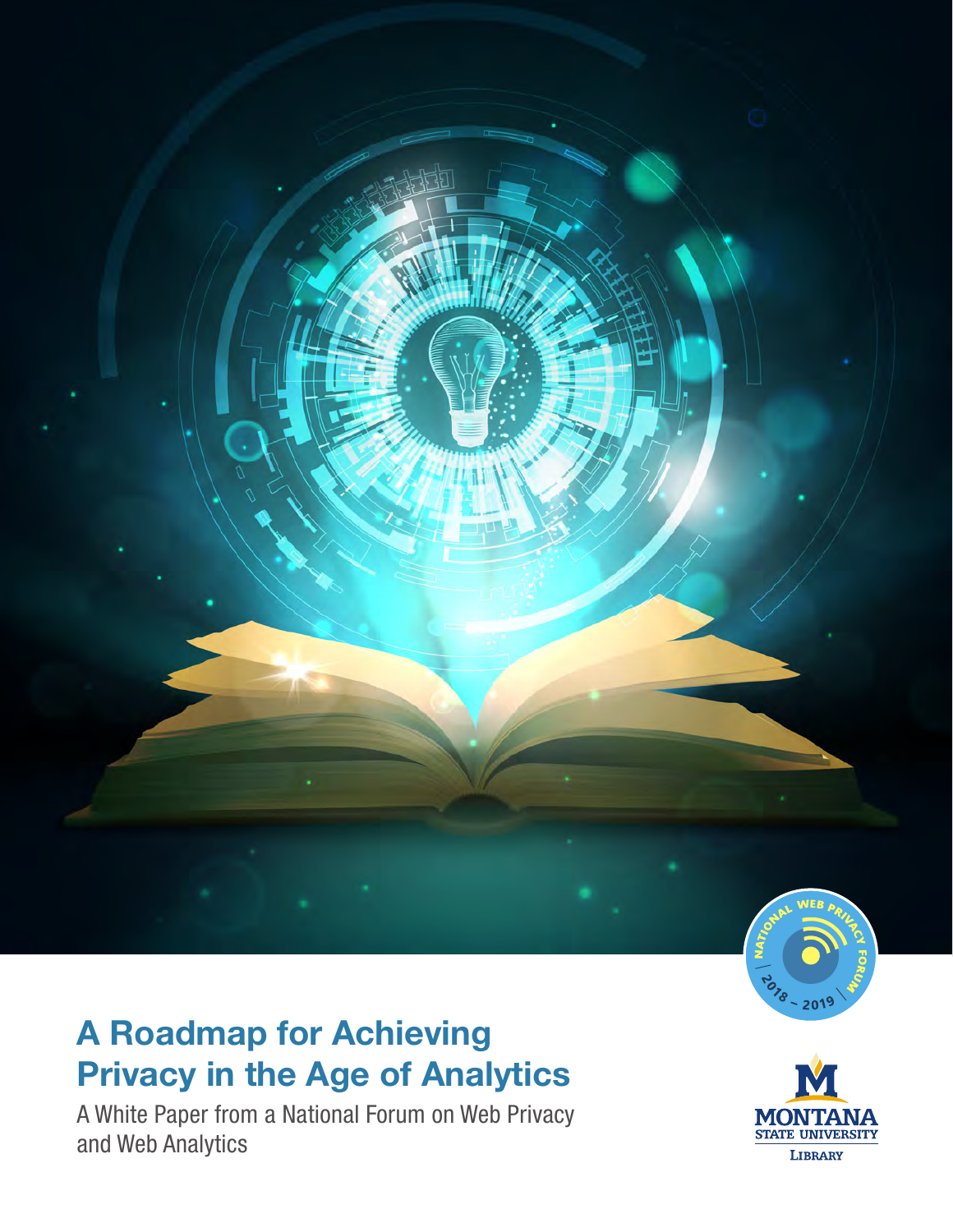# A Roadmap for Achieving Privacy in the Age of Analytics

A White Paper from a National Forum on Web Privacy and Web Analytics

NATIONAL WEB PRIVACY FORUM 2018 – 2019

MONTANA STATE UNIVERSITY LIBRARY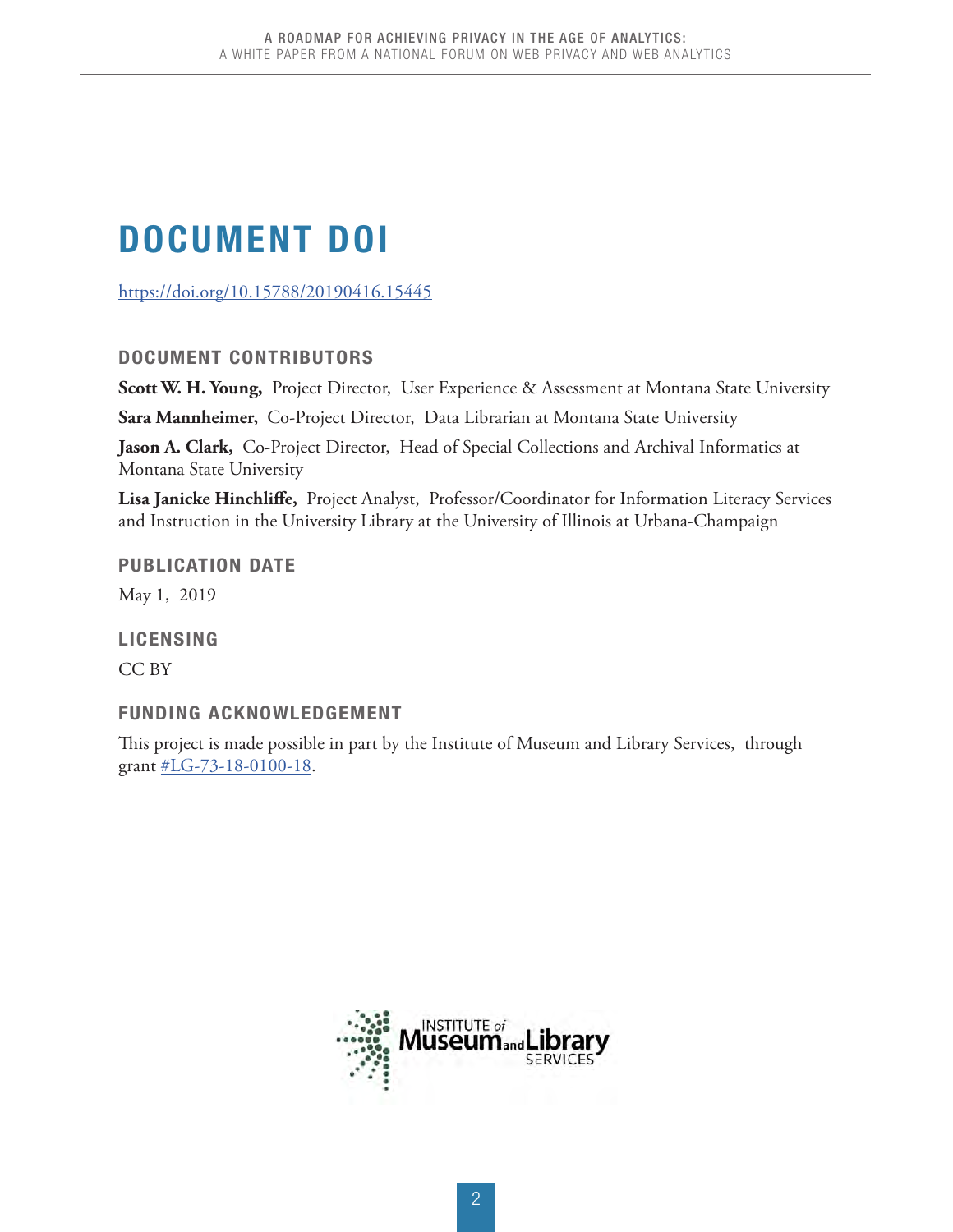# DOCUMENT DOI

https://doi.org/10.15788/20190416.15445

## DOCUMENT CONTRIBUTORS

**Scott W. H. Young,** Project Director, User Experience & Assessment at Montana State University

**Sara Mannheimer,** Co-Project Director, Data Librarian at Montana State University

**Jason A. Clark,** Co-Project Director, Head of Special Collections and Archival Informatics at Montana State University

**Lisa Janicke Hinchliffe,** Project Analyst, Professor/Coordinator for Information Literacy Services and Instruction in the University Library at the University of Illinois at Urbana-Champaign

## PUBLICATION DATE

May 1, 2019

## LICENSING

CC BY

## FUNDING ACKNOWLEDGEMENT

This project is made possible in part by the Institute of Museum and Library Services, through grant #LG-73-18-0100-18.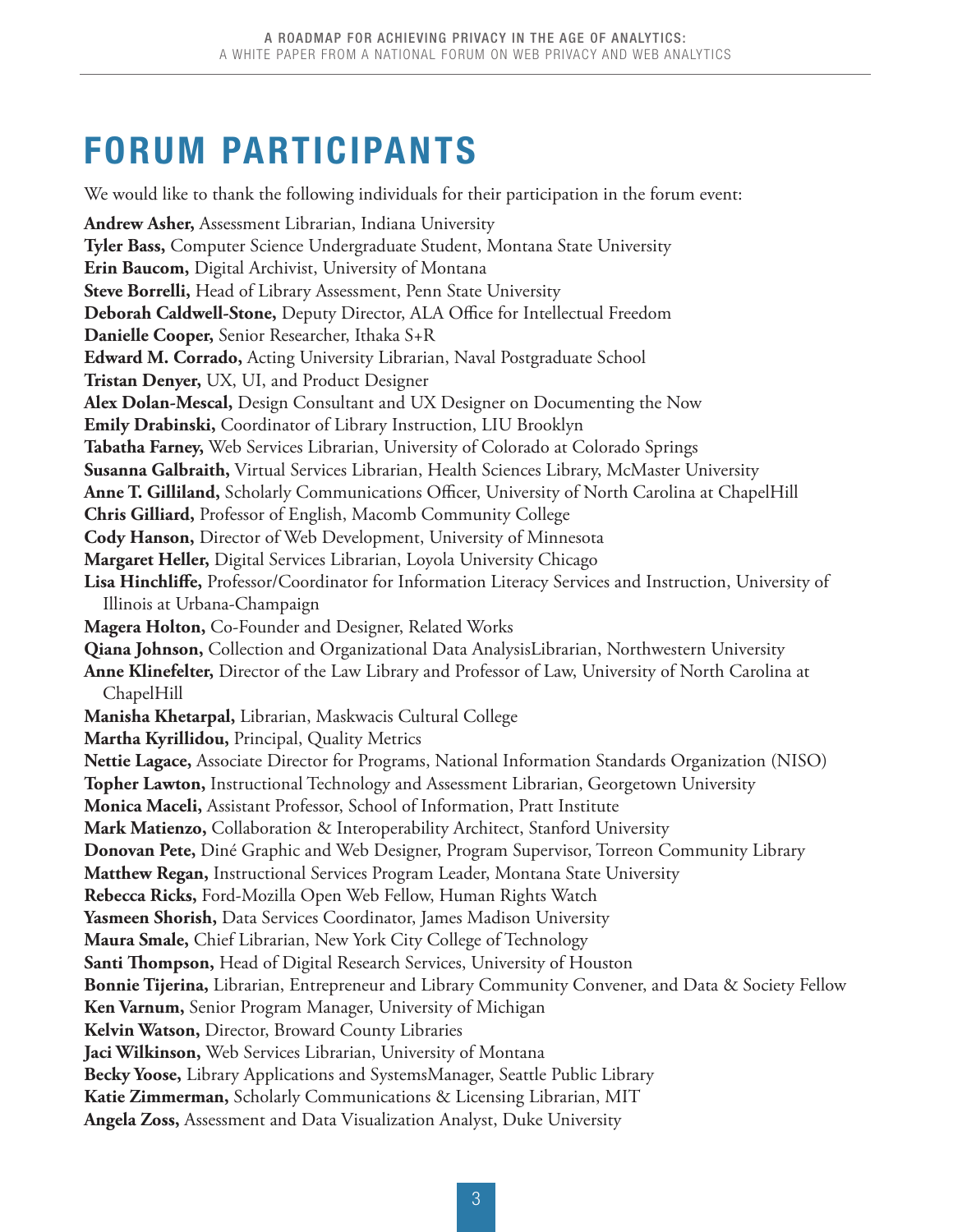# FORUM PARTICIPANTS

We would like to thank the following individuals for their participation in the forum event:

**Andrew Asher,** Assessment Librarian, Indiana University
**Tyler Bass,** Computer Science Undergraduate Student, Montana State University
**Erin Baucom,** Digital Archivist, University of Montana
**Steve Borrelli,** Head of Library Assessment, Penn State University
**Deborah Caldwell-Stone,** Deputy Director, ALA Office for Intellectual Freedom
**Danielle Cooper,** Senior Researcher, Ithaka S+R
**Edward M. Corrado,** Acting University Librarian, Naval Postgraduate School
**Tristan Denyer,** UX, UI, and Product Designer
**Alex Dolan-Mescal,** Design Consultant and UX Designer on Documenting the Now
**Emily Drabinski,** Coordinator of Library Instruction, LIU Brooklyn
**Tabatha Farney,** Web Services Librarian, University of Colorado at Colorado Springs
**Susanna Galbraith,** Virtual Services Librarian, Health Sciences Library, McMaster University
**Anne T. Gilliland,** Scholarly Communications Officer, University of North Carolina at ChapelHill
**Chris Gilliard,** Professor of English, Macomb Community College
**Cody Hanson,** Director of Web Development, University of Minnesota
**Margaret Heller,** Digital Services Librarian, Loyola University Chicago
**Lisa Hinchliffe,** Professor/Coordinator for Information Literacy Services and Instruction, University of Illinois at Urbana-Champaign
**Magera Holton,** Co-Founder and Designer, Related Works
**Qiana Johnson,** Collection and Organizational Data AnalysisLibrarian, Northwestern University
**Anne Klinefelter,** Director of the Law Library and Professor of Law, University of North Carolina at ChapelHill
**Manisha Khetarpal,** Librarian, Maskwacis Cultural College
**Martha Kyrillidou,** Principal, Quality Metrics
**Nettie Lagace,** Associate Director for Programs, National Information Standards Organization (NISO)
**Topher Lawton,** Instructional Technology and Assessment Librarian, Georgetown University
**Monica Maceli,** Assistant Professor, School of Information, Pratt Institute
**Mark Matienzo,** Collaboration & Interoperability Architect, Stanford University
**Donovan Pete,** Diné Graphic and Web Designer, Program Supervisor, Torreon Community Library
**Matthew Regan,** Instructional Services Program Leader, Montana State University
**Rebecca Ricks,** Ford-Mozilla Open Web Fellow, Human Rights Watch
**Yasmeen Shorish,** Data Services Coordinator, James Madison University
**Maura Smale,** Chief Librarian, New York City College of Technology
**Santi Thompson,** Head of Digital Research Services, University of Houston
**Bonnie Tijerina,** Librarian, Entrepreneur and Library Community Convener, and Data & Society Fellow
**Ken Varnum,** Senior Program Manager, University of Michigan
**Kelvin Watson,** Director, Broward County Libraries
**Jaci Wilkinson,** Web Services Librarian, University of Montana
**Becky Yoose,** Library Applications and SystemsManager, Seattle Public Library
**Katie Zimmerman,** Scholarly Communications & Licensing Librarian, MIT
**Angela Zoss,** Assessment and Data Visualization Analyst, Duke University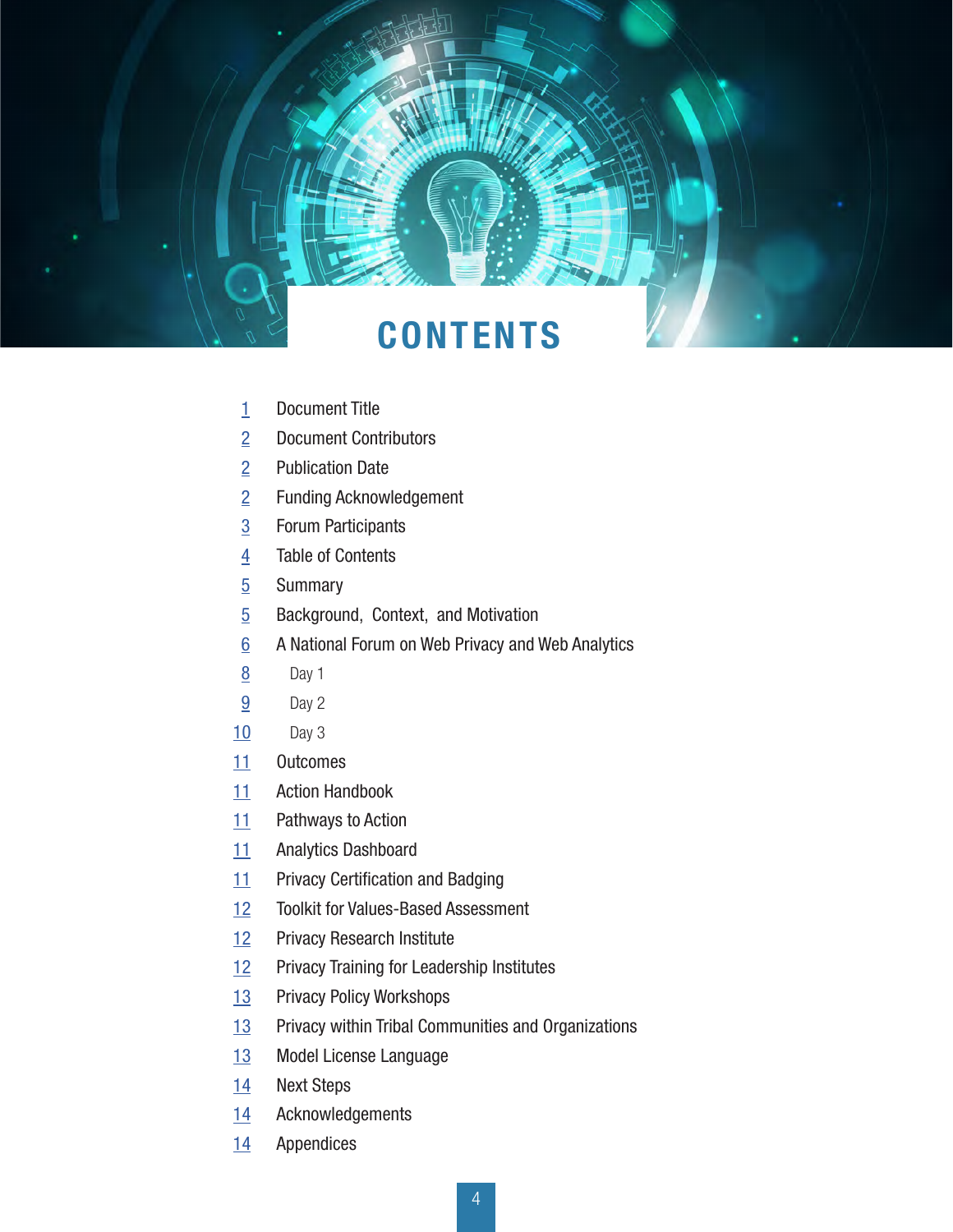# CONTENTS

| | |
|---|---|
| 1 | Document Title |
| 2 | Document Contributors |
| 2 | Publication Date |
| 2 | Funding Acknowledgement |
| 3 | Forum Participants |
| 4 | Table of Contents |
| 5 | Summary |
| 5 | Background, Context, and Motivation |
| 6 | A National Forum on Web Privacy and Web Analytics |
| 8 | Day 1 |
| 9 | Day 2 |
| 10 | Day 3 |
| 11 | Outcomes |
| 11 | Action Handbook |
| 11 | Pathways to Action |
| 11 | Analytics Dashboard |
| 11 | Privacy Certification and Badging |
| 12 | Toolkit for Values-Based Assessment |
| 12 | Privacy Research Institute |
| 12 | Privacy Training for Leadership Institutes |
| 13 | Privacy Policy Workshops |
| 13 | Privacy within Tribal Communities and Organizations |
| 13 | Model License Language |
| 14 | Next Steps |
| 14 | Acknowledgements |
| 14 | Appendices |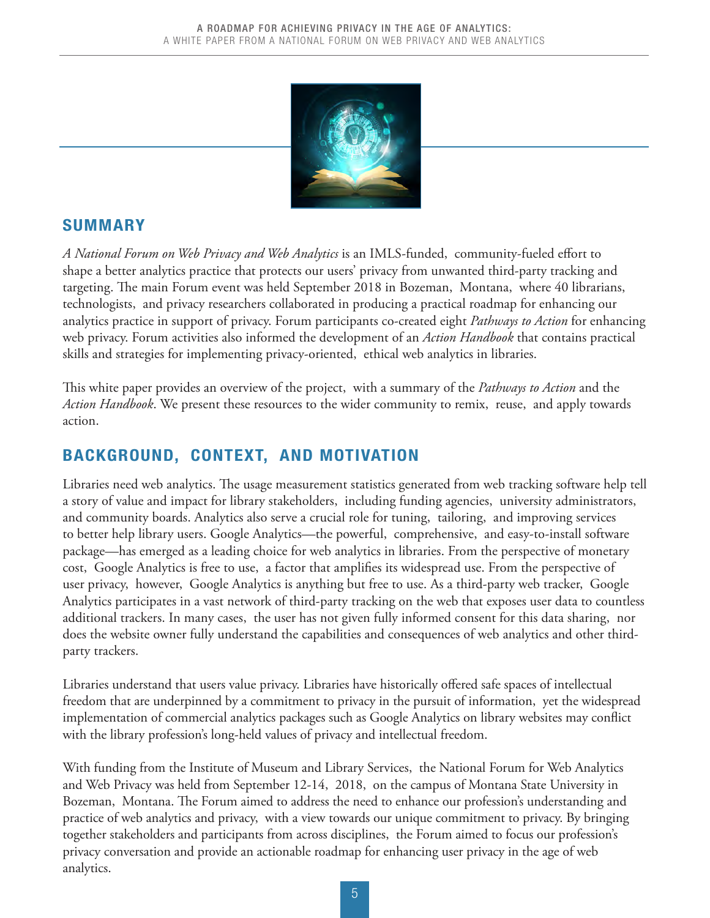## SUMMARY

*A National Forum on Web Privacy and Web Analytics* is an IMLS-funded, community-fueled effort to shape a better analytics practice that protects our users' privacy from unwanted third-party tracking and targeting. The main Forum event was held September 2018 in Bozeman, Montana, where 40 librarians, technologists, and privacy researchers collaborated in producing a practical roadmap for enhancing our analytics practice in support of privacy. Forum participants co-created eight *Pathways to Action* for enhancing web privacy. Forum activities also informed the development of an *Action Handbook* that contains practical skills and strategies for implementing privacy-oriented, ethical web analytics in libraries.

This white paper provides an overview of the project, with a summary of the *Pathways to Action* and the *Action Handbook*. We present these resources to the wider community to remix, reuse, and apply towards action.

## BACKGROUND, CONTEXT, AND MOTIVATION

Libraries need web analytics. The usage measurement statistics generated from web tracking software help tell a story of value and impact for library stakeholders, including funding agencies, university administrators, and community boards. Analytics also serve a crucial role for tuning, tailoring, and improving services to better help library users. Google Analytics—the powerful, comprehensive, and easy-to-install software package—has emerged as a leading choice for web analytics in libraries. From the perspective of monetary cost, Google Analytics is free to use, a factor that amplifies its widespread use. From the perspective of user privacy, however, Google Analytics is anything but free to use. As a third-party web tracker, Google Analytics participates in a vast network of third-party tracking on the web that exposes user data to countless additional trackers. In many cases, the user has not given fully informed consent for this data sharing, nor does the website owner fully understand the capabilities and consequences of web analytics and other third-party trackers.

Libraries understand that users value privacy. Libraries have historically offered safe spaces of intellectual freedom that are underpinned by a commitment to privacy in the pursuit of information, yet the widespread implementation of commercial analytics packages such as Google Analytics on library websites may conflict with the library profession's long-held values of privacy and intellectual freedom.

With funding from the Institute of Museum and Library Services, the National Forum for Web Analytics and Web Privacy was held from September 12-14, 2018, on the campus of Montana State University in Bozeman, Montana. The Forum aimed to address the need to enhance our profession's understanding and practice of web analytics and privacy, with a view towards our unique commitment to privacy. By bringing together stakeholders and participants from across disciplines, the Forum aimed to focus our profession's privacy conversation and provide an actionable roadmap for enhancing user privacy in the age of web analytics.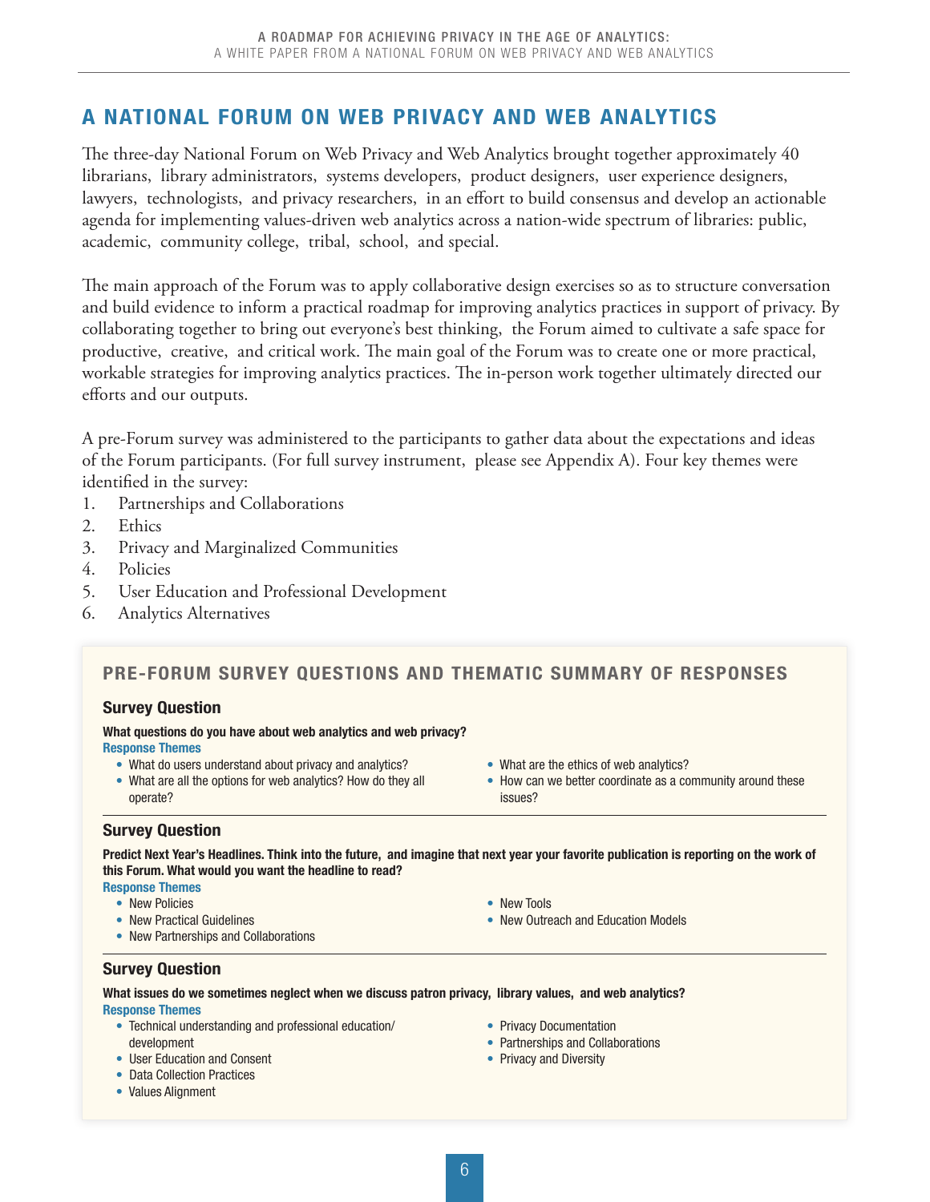## A NATIONAL FORUM ON WEB PRIVACY AND WEB ANALYTICS

The three-day National Forum on Web Privacy and Web Analytics brought together approximately 40 librarians, library administrators, systems developers, product designers, user experience designers, lawyers, technologists, and privacy researchers, in an effort to build consensus and develop an actionable agenda for implementing values-driven web analytics across a nation-wide spectrum of libraries: public, academic, community college, tribal, school, and special.

The main approach of the Forum was to apply collaborative design exercises so as to structure conversation and build evidence to inform a practical roadmap for improving analytics practices in support of privacy. By collaborating together to bring out everyone's best thinking, the Forum aimed to cultivate a safe space for productive, creative, and critical work. The main goal of the Forum was to create one or more practical, workable strategies for improving analytics practices. The in-person work together ultimately directed our efforts and our outputs.

A pre-Forum survey was administered to the participants to gather data about the expectations and ideas of the Forum participants. (For full survey instrument, please see Appendix A). Four key themes were identified in the survey:

1. Partnerships and Collaborations
2. Ethics
3. Privacy and Marginalized Communities
4. Policies
5. User Education and Professional Development
6. Analytics Alternatives

### PRE-FORUM SURVEY QUESTIONS AND THEMATIC SUMMARY OF RESPONSES

#### Survey Question

**What questions do you have about web analytics and web privacy?**

Response Themes

- What do users understand about privacy and analytics?
- What are all the options for web analytics? How do they all operate?
- What are the ethics of web analytics?
- How can we better coordinate as a community around these issues?

#### Survey Question

**Predict Next Year's Headlines. Think into the future, and imagine that next year your favorite publication is reporting on the work of this Forum. What would you want the headline to read?**

Response Themes

- New Policies
- New Practical Guidelines
- New Partnerships and Collaborations
- New Tools
- New Outreach and Education Models

#### Survey Question

**What issues do we sometimes neglect when we discuss patron privacy, library values, and web analytics?**

Response Themes

- Technical understanding and professional education/development
- User Education and Consent
- Data Collection Practices
- Values Alignment
- Privacy Documentation
- Partnerships and Collaborations
- Privacy and Diversity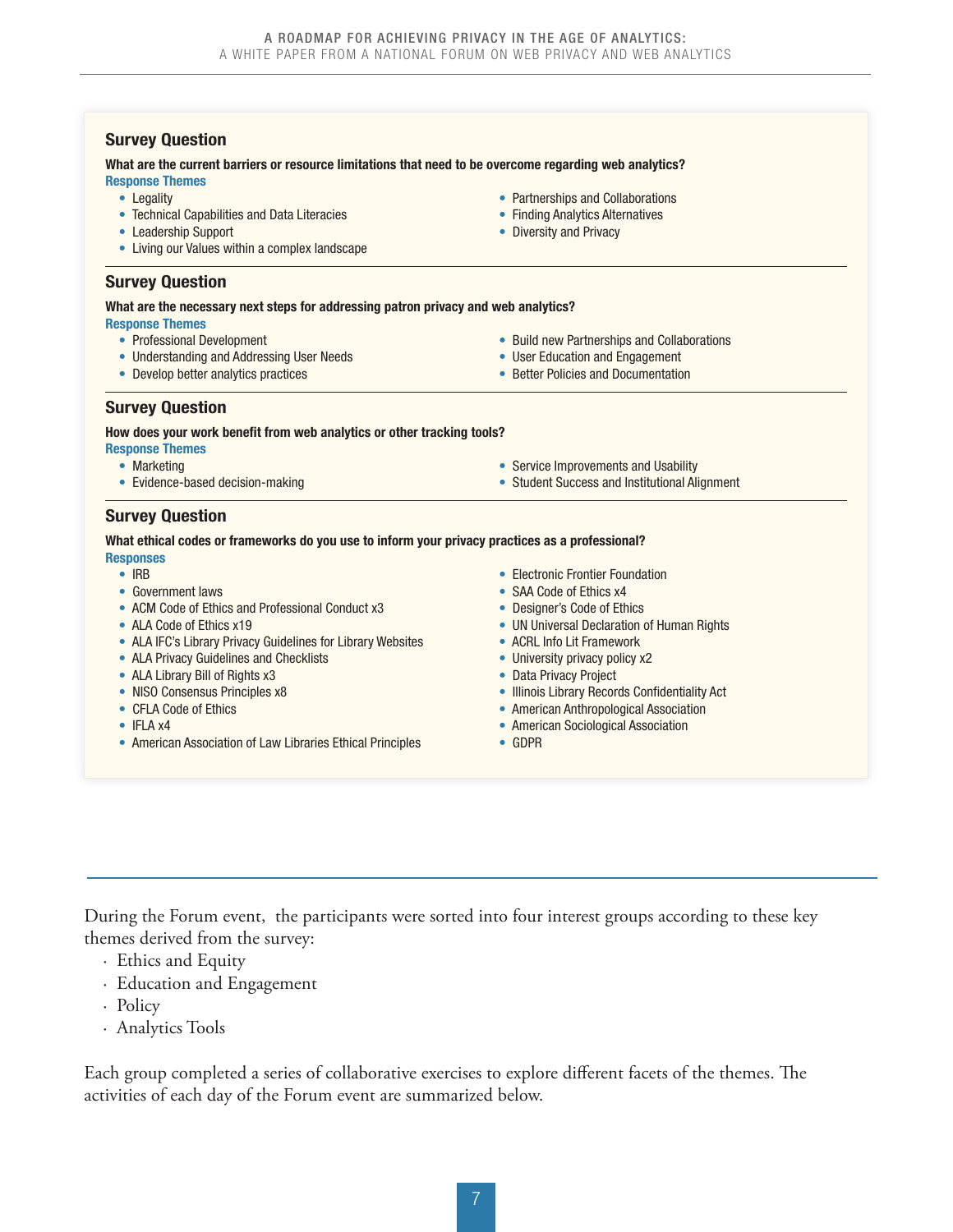### Survey Question

**What are the current barriers or resource limitations that need to be overcome regarding web analytics?**

**Response Themes**

- Legality
- Technical Capabilities and Data Literacies
- Leadership Support
- Living our Values within a complex landscape
- Partnerships and Collaborations
- Finding Analytics Alternatives
- Diversity and Privacy

### Survey Question

**What are the necessary next steps for addressing patron privacy and web analytics?**

**Response Themes**

- Professional Development
- Understanding and Addressing User Needs
- Develop better analytics practices
- Build new Partnerships and Collaborations
- User Education and Engagement
- Better Policies and Documentation

### Survey Question

**How does your work benefit from web analytics or other tracking tools?**

**Response Themes**

- Marketing
- Evidence-based decision-making
- Service Improvements and Usability
- Student Success and Institutional Alignment

### Survey Question

**What ethical codes or frameworks do you use to inform your privacy practices as a professional?**

**Responses**

- IRB
- Government laws
- ACM Code of Ethics and Professional Conduct x3
- ALA Code of Ethics x19
- ALA IFC's Library Privacy Guidelines for Library Websites
- ALA Privacy Guidelines and Checklists
- ALA Library Bill of Rights x3
- NISO Consensus Principles x8
- CFLA Code of Ethics
- IFLA x4
- American Association of Law Libraries Ethical Principles
- Electronic Frontier Foundation
- SAA Code of Ethics x4
- Designer's Code of Ethics
- UN Universal Declaration of Human Rights
- ACRL Info Lit Framework
- University privacy policy x2
- Data Privacy Project
- Illinois Library Records Confidentiality Act
- American Anthropological Association
- American Sociological Association
- GDPR

---

During the Forum event, the participants were sorted into four interest groups according to these key themes derived from the survey:

- Ethics and Equity
- Education and Engagement
- Policy
- Analytics Tools

Each group completed a series of collaborative exercises to explore different facets of the themes. The activities of each day of the Forum event are summarized below.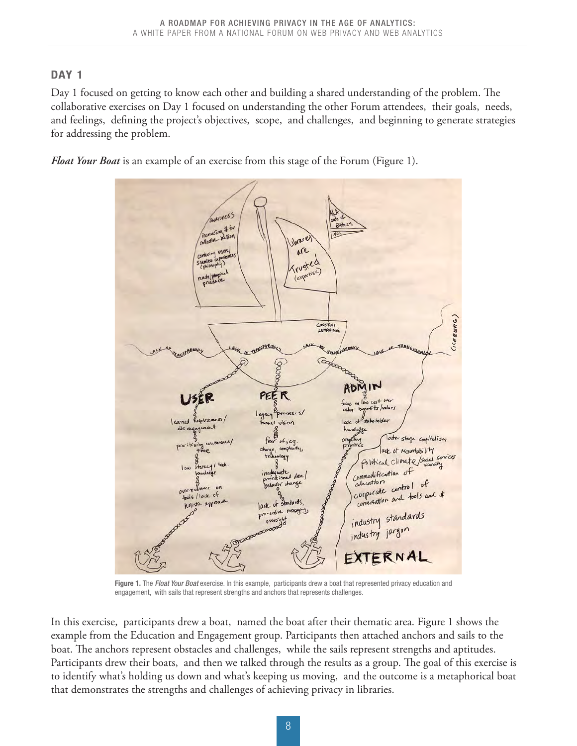## DAY 1

Day 1 focused on getting to know each other and building a shared understanding of the problem. The collaborative exercises on Day 1 focused on understanding the other Forum attendees, their goals, needs, and feelings, defining the project's objectives, scope, and challenges, and beginning to generate strategies for addressing the problem.

***Float Your Boat*** is an example of an exercise from this stage of the Forum (Figure 1).

**Figure 1.** The *Float Your Boat* exercise. In this example, participants drew a boat that represented privacy education and engagement, with sails that represent strengths and anchors that represents challenges.

In this exercise, participants drew a boat, named the boat after their thematic area. Figure 1 shows the example from the Education and Engagement group. Participants then attached anchors and sails to the boat. The anchors represent obstacles and challenges, while the sails represent strengths and aptitudes. Participants drew their boats, and then we talked through the results as a group. The goal of this exercise is to identify what's holding us down and what's keeping us moving, and the outcome is a metaphorical boat that demonstrates the strengths and challenges of achieving privacy in libraries.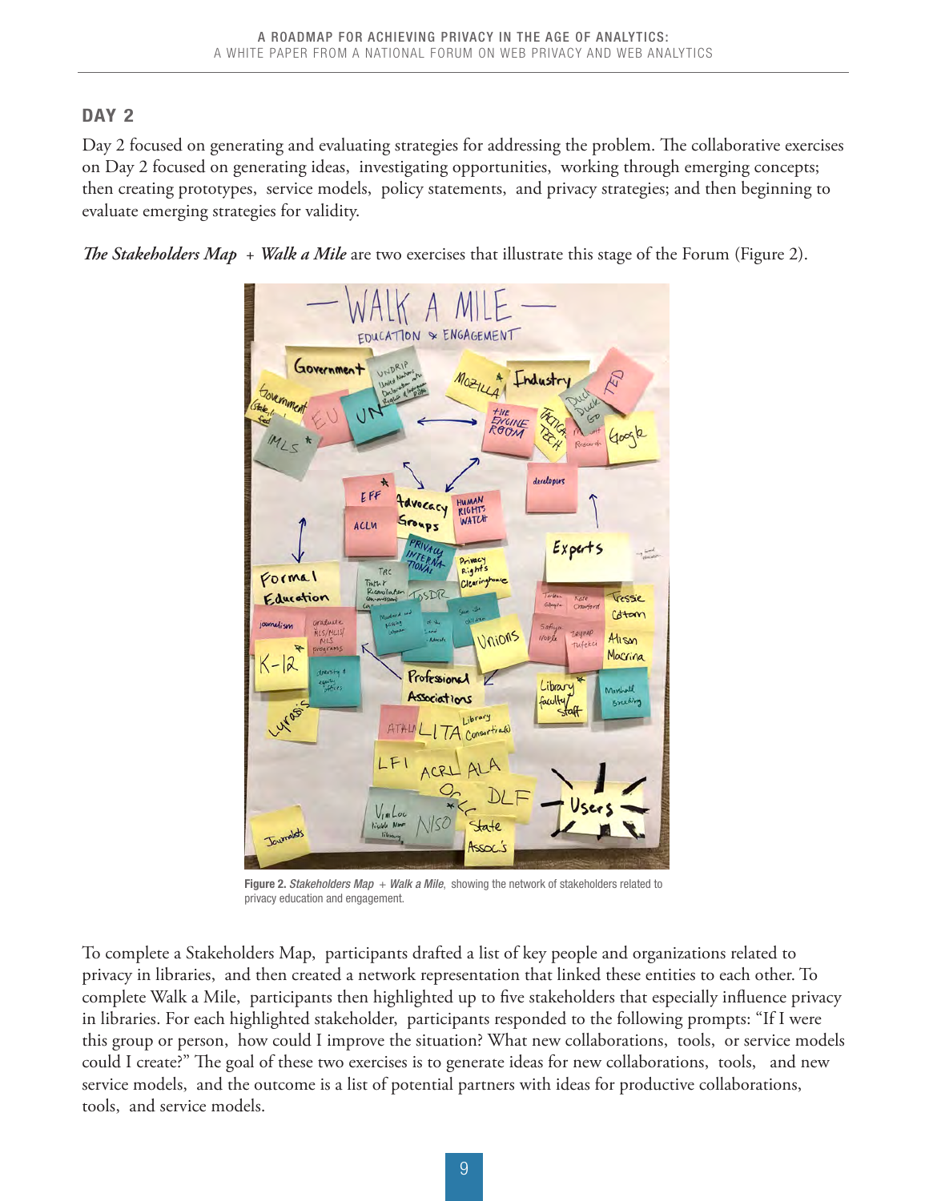## DAY 2

Day 2 focused on generating and evaluating strategies for addressing the problem. The collaborative exercises on Day 2 focused on generating ideas, investigating opportunities, working through emerging concepts; then creating prototypes, service models, policy statements, and privacy strategies; and then beginning to evaluate emerging strategies for validity.

*The Stakeholders Map* + *Walk a Mile* are two exercises that illustrate this stage of the Forum (Figure 2).

**Figure 2.** *Stakeholders Map* + *Walk a Mile*, showing the network of stakeholders related to privacy education and engagement.

To complete a Stakeholders Map, participants drafted a list of key people and organizations related to privacy in libraries, and then created a network representation that linked these entities to each other. To complete Walk a Mile, participants then highlighted up to five stakeholders that especially influence privacy in libraries. For each highlighted stakeholder, participants responded to the following prompts: "If I were this group or person, how could I improve the situation? What new collaborations, tools, or service models could I create?" The goal of these two exercises is to generate ideas for new collaborations, tools, and new service models, and the outcome is a list of potential partners with ideas for productive collaborations, tools, and service models.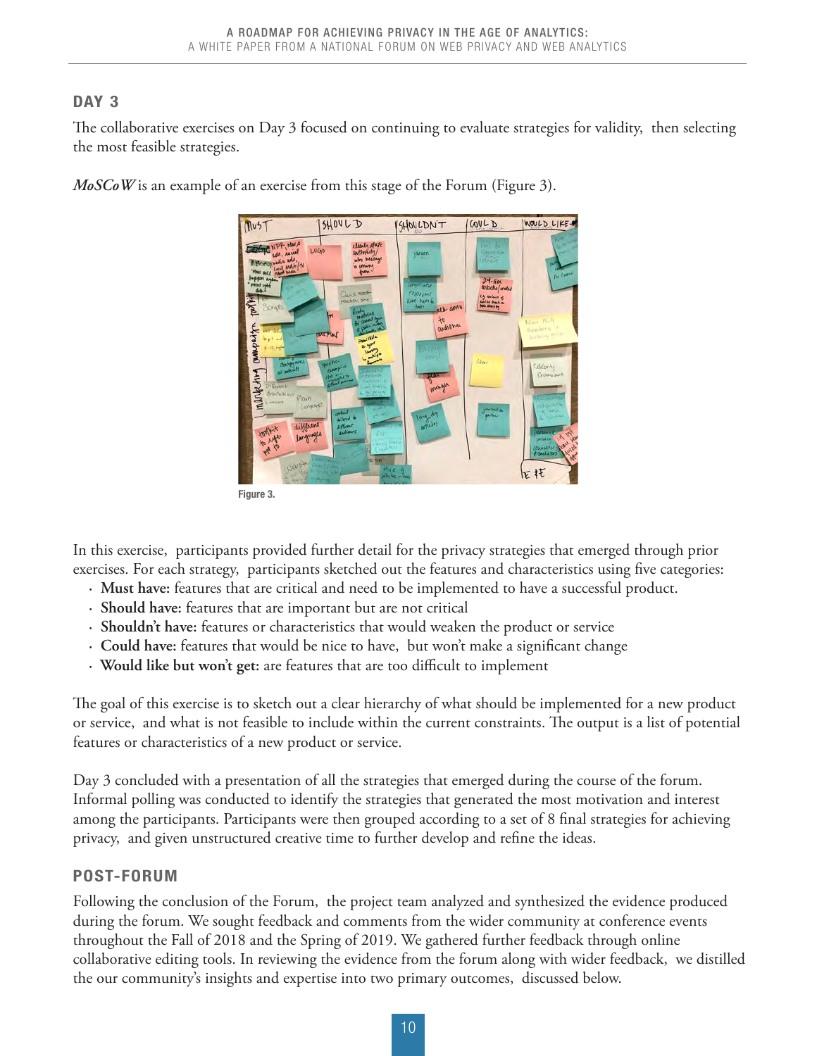## DAY 3

The collaborative exercises on Day 3 focused on continuing to evaluate strategies for validity, then selecting the most feasible strategies.

***MoSCoW*** is an example of an exercise from this stage of the Forum (Figure 3).

Figure 3.

In this exercise, participants provided further detail for the privacy strategies that emerged through prior exercises. For each strategy, participants sketched out the features and characteristics using five categories:

- **Must have:** features that are critical and need to be implemented to have a successful product.
- **Should have:** features that are important but are not critical
- **Shouldn't have:** features or characteristics that would weaken the product or service
- **Could have:** features that would be nice to have, but won't make a significant change
- **Would like but won't get:** are features that are too difficult to implement

The goal of this exercise is to sketch out a clear hierarchy of what should be implemented for a new product or service, and what is not feasible to include within the current constraints. The output is a list of potential features or characteristics of a new product or service.

Day 3 concluded with a presentation of all the strategies that emerged during the course of the forum. Informal polling was conducted to identify the strategies that generated the most motivation and interest among the participants. Participants were then grouped according to a set of 8 final strategies for achieving privacy, and given unstructured creative time to further develop and refine the ideas.

## POST-FORUM

Following the conclusion of the Forum, the project team analyzed and synthesized the evidence produced during the forum. We sought feedback and comments from the wider community at conference events throughout the Fall of 2018 and the Spring of 2019. We gathered further feedback through online collaborative editing tools. In reviewing the evidence from the forum along with wider feedback, we distilled the our community's insights and expertise into two primary outcomes, discussed below.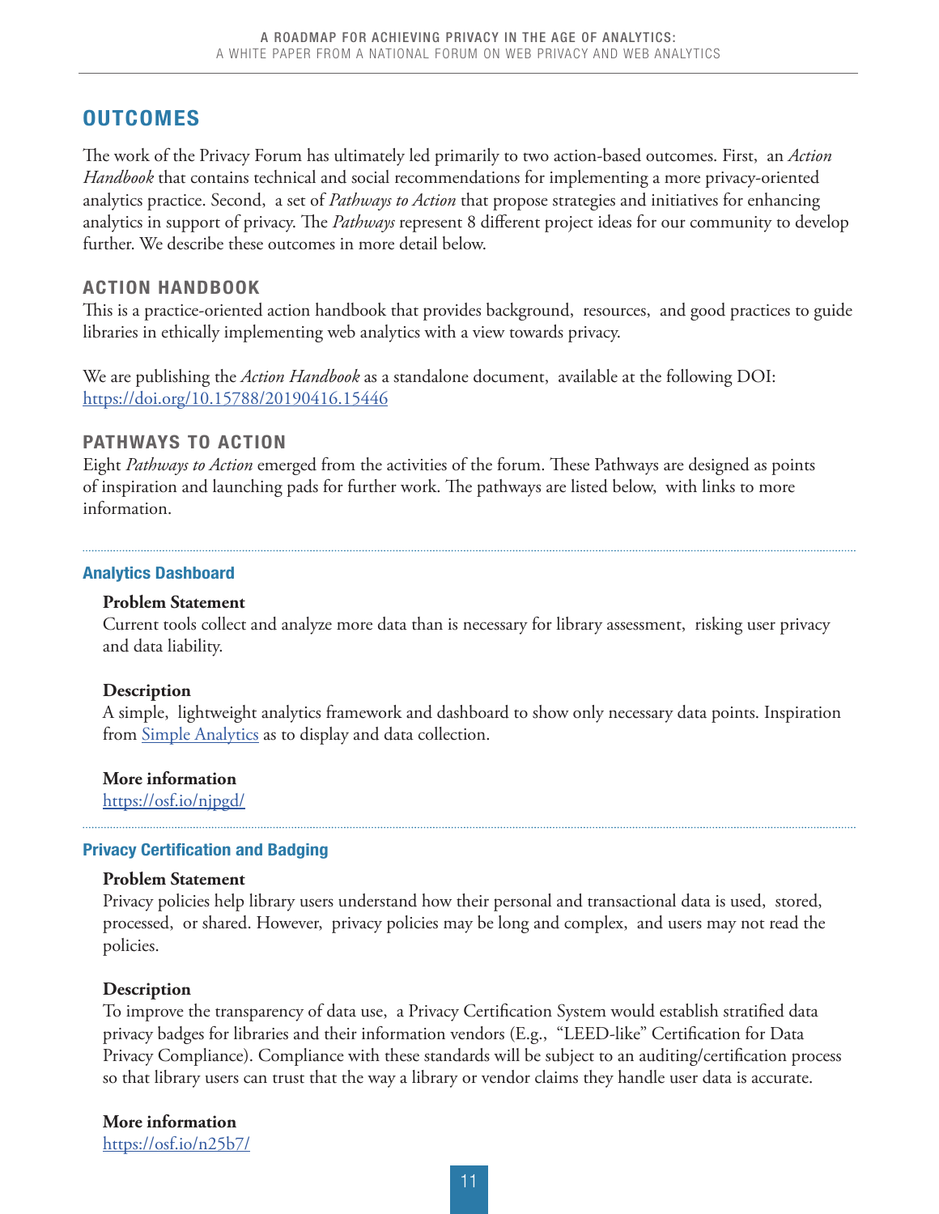## OUTCOMES

The work of the Privacy Forum has ultimately led primarily to two action-based outcomes. First, an *Action Handbook* that contains technical and social recommendations for implementing a more privacy-oriented analytics practice. Second, a set of *Pathways to Action* that propose strategies and initiatives for enhancing analytics in support of privacy. The *Pathways* represent 8 different project ideas for our community to develop further. We describe these outcomes in more detail below.

### ACTION HANDBOOK

This is a practice-oriented action handbook that provides background, resources, and good practices to guide libraries in ethically implementing web analytics with a view towards privacy.

We are publishing the *Action Handbook* as a standalone document, available at the following DOI: [https://doi.org/10.15788/20190416.15446](https://doi.org/10.15788/20190416.15446)

### PATHWAYS TO ACTION

Eight *Pathways to Action* emerged from the activities of the forum. These Pathways are designed as points of inspiration and launching pads for further work. The pathways are listed below, with links to more information.

---

#### Analytics Dashboard

**Problem Statement**
Current tools collect and analyze more data than is necessary for library assessment, risking user privacy and data liability.

**Description**
A simple, lightweight analytics framework and dashboard to show only necessary data points. Inspiration from Simple Analytics as to display and data collection.

**More information**
[https://osf.io/njpgd/](https://osf.io/njpgd/)

---

#### Privacy Certification and Badging

**Problem Statement**
Privacy policies help library users understand how their personal and transactional data is used, stored, processed, or shared. However, privacy policies may be long and complex, and users may not read the policies.

**Description**
To improve the transparency of data use, a Privacy Certification System would establish stratified data privacy badges for libraries and their information vendors (E.g., "LEED-like" Certification for Data Privacy Compliance). Compliance with these standards will be subject to an auditing/certification process so that library users can trust that the way a library or vendor claims they handle user data is accurate.

**More information**
[https://osf.io/n25b7/](https://osf.io/n25b7/)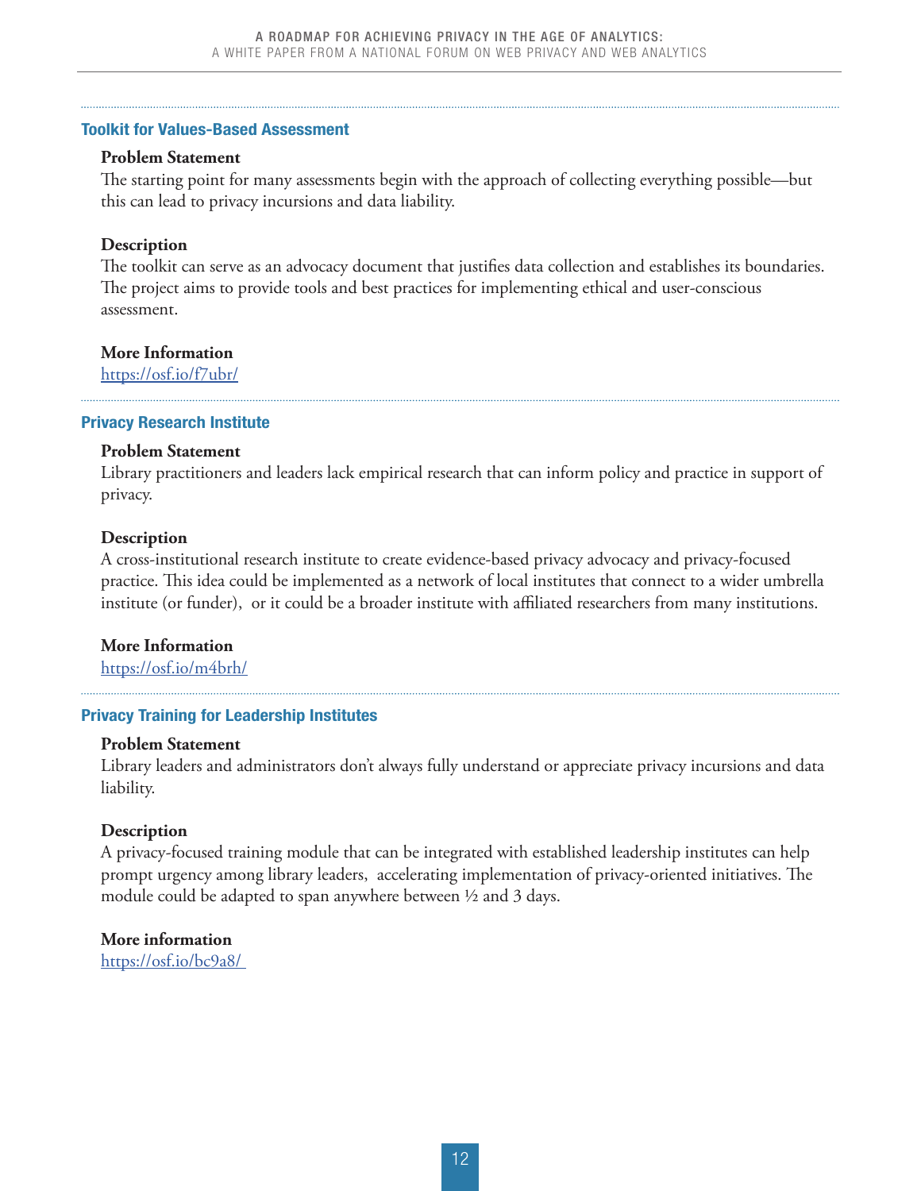### Toolkit for Values-Based Assessment

**Problem Statement**

The starting point for many assessments begin with the approach of collecting everything possible—but this can lead to privacy incursions and data liability.

**Description**

The toolkit can serve as an advocacy document that justifies data collection and establishes its boundaries. The project aims to provide tools and best practices for implementing ethical and user-conscious assessment.

**More Information**

https://osf.io/f7ubr/

### Privacy Research Institute

**Problem Statement**

Library practitioners and leaders lack empirical research that can inform policy and practice in support of privacy.

**Description**

A cross-institutional research institute to create evidence-based privacy advocacy and privacy-focused practice. This idea could be implemented as a network of local institutes that connect to a wider umbrella institute (or funder), or it could be a broader institute with affiliated researchers from many institutions.

**More Information**

https://osf.io/m4brh/

### Privacy Training for Leadership Institutes

**Problem Statement**

Library leaders and administrators don't always fully understand or appreciate privacy incursions and data liability.

**Description**

A privacy-focused training module that can be integrated with established leadership institutes can help prompt urgency among library leaders, accelerating implementation of privacy-oriented initiatives. The module could be adapted to span anywhere between ½ and 3 days.

**More information**

https://osf.io/bc9a8/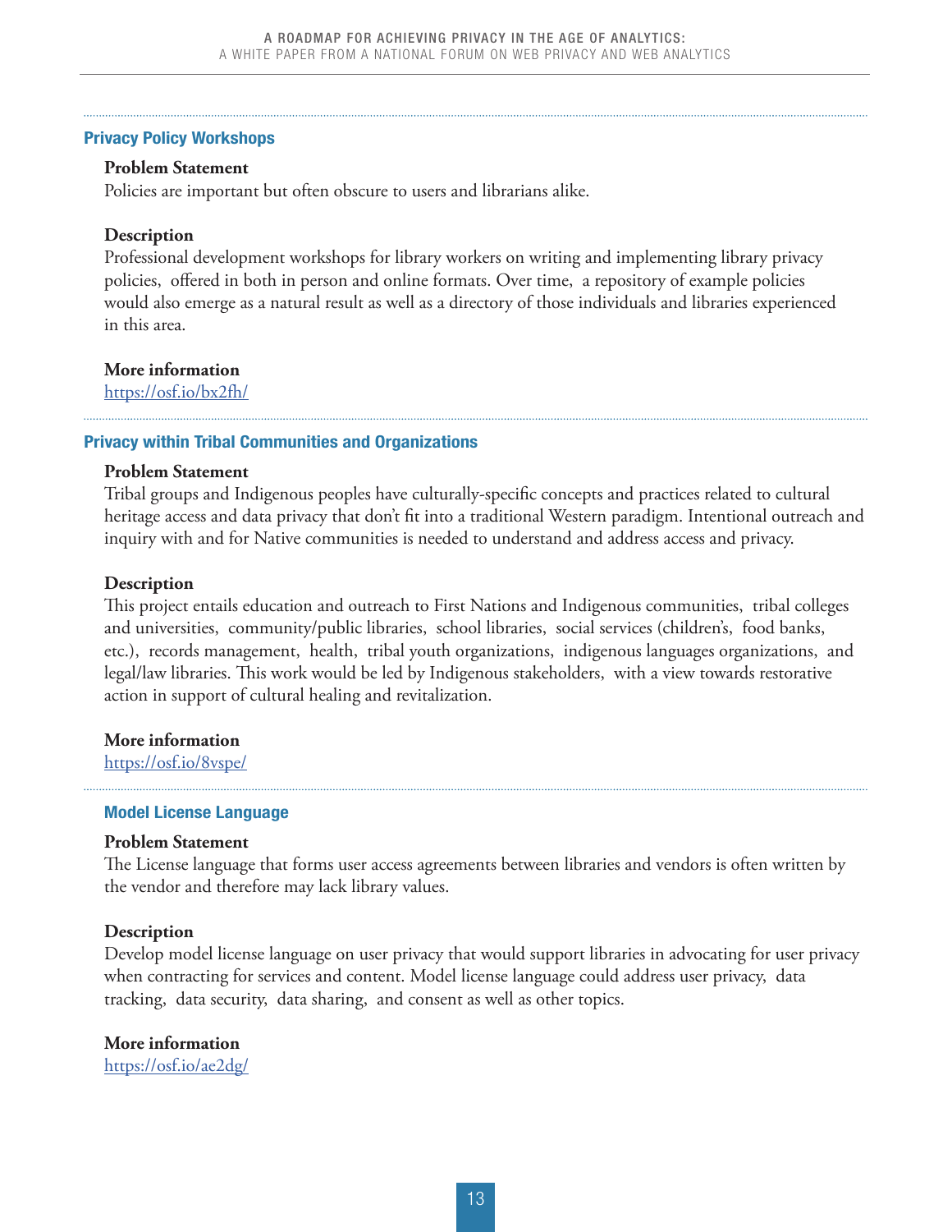### Privacy Policy Workshops

**Problem Statement**

Policies are important but often obscure to users and librarians alike.

**Description**

Professional development workshops for library workers on writing and implementing library privacy policies, offered in both in person and online formats. Over time, a repository of example policies would also emerge as a natural result as well as a directory of those individuals and libraries experienced in this area.

**More information**

https://osf.io/bx2fh/

### Privacy within Tribal Communities and Organizations

**Problem Statement**

Tribal groups and Indigenous peoples have culturally-specific concepts and practices related to cultural heritage access and data privacy that don't fit into a traditional Western paradigm. Intentional outreach and inquiry with and for Native communities is needed to understand and address access and privacy.

**Description**

This project entails education and outreach to First Nations and Indigenous communities, tribal colleges and universities, community/public libraries, school libraries, social services (children's, food banks, etc.), records management, health, tribal youth organizations, indigenous languages organizations, and legal/law libraries. This work would be led by Indigenous stakeholders, with a view towards restorative action in support of cultural healing and revitalization.

**More information**

https://osf.io/8vspe/

### Model License Language

**Problem Statement**

The License language that forms user access agreements between libraries and vendors is often written by the vendor and therefore may lack library values.

**Description**

Develop model license language on user privacy that would support libraries in advocating for user privacy when contracting for services and content. Model license language could address user privacy, data tracking, data security, data sharing, and consent as well as other topics.

**More information**

https://osf.io/ae2dg/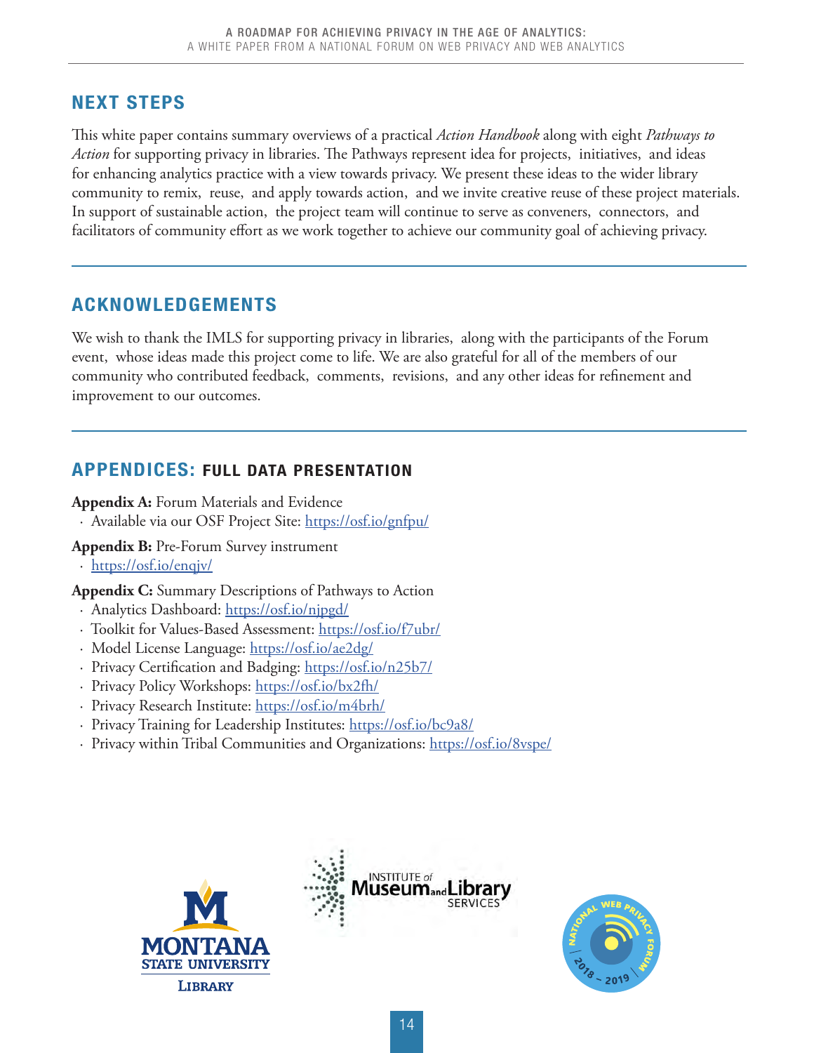## NEXT STEPS

This white paper contains summary overviews of a practical *Action Handbook* along with eight *Pathways to Action* for supporting privacy in libraries. The Pathways represent idea for projects, initiatives, and ideas for enhancing analytics practice with a view towards privacy. We present these ideas to the wider library community to remix, reuse, and apply towards action, and we invite creative reuse of these project materials. In support of sustainable action, the project team will continue to serve as conveners, connectors, and facilitators of community effort as we work together to achieve our community goal of achieving privacy.

## ACKNOWLEDGEMENTS

We wish to thank the IMLS for supporting privacy in libraries, along with the participants of the Forum event, whose ideas made this project come to life. We are also grateful for all of the members of our community who contributed feedback, comments, revisions, and any other ideas for refinement and improvement to our outcomes.

## APPENDICES: FULL DATA PRESENTATION

**Appendix A:** Forum Materials and Evidence

- Available via our OSF Project Site: https://osf.io/gnfpu/

**Appendix B:** Pre-Forum Survey instrument

- https://osf.io/enqjv/

**Appendix C:** Summary Descriptions of Pathways to Action

- Analytics Dashboard: https://osf.io/njpgd/
- Toolkit for Values-Based Assessment: https://osf.io/f7ubr/
- Model License Language: https://osf.io/ae2dg/
- Privacy Certification and Badging: https://osf.io/n25b7/
- Privacy Policy Workshops: https://osf.io/bx2fh/
- Privacy Research Institute: https://osf.io/m4brh/
- Privacy Training for Leadership Institutes: https://osf.io/bc9a8/
- Privacy within Tribal Communities and Organizations: https://osf.io/8vspe/

MONTANA STATE UNIVERSITY LIBRARY

INSTITUTE of Museum and Library SERVICES

NATIONAL WEB PRIVACY FORUM 2018 ~ 2019